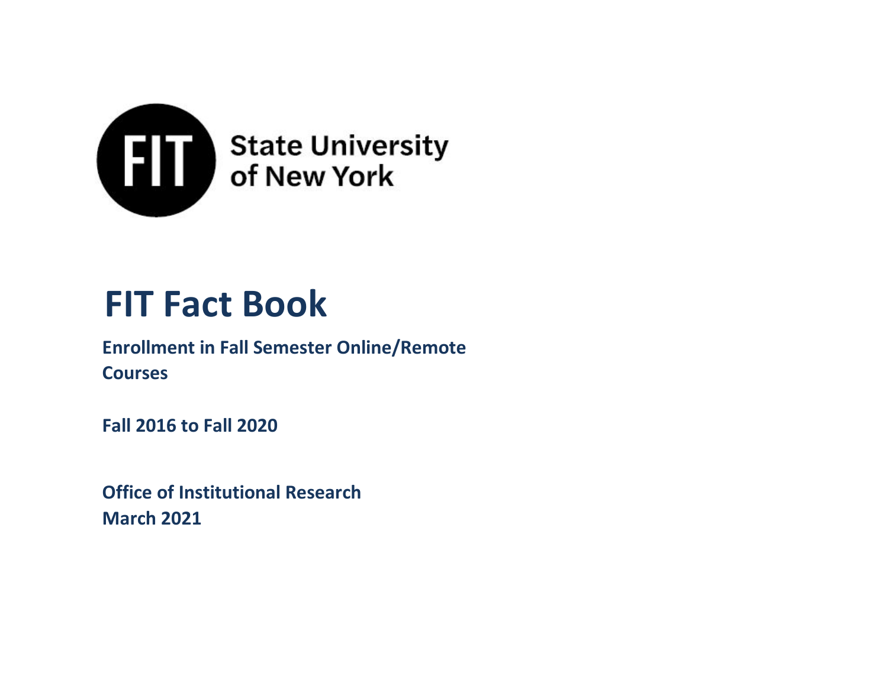FIT State University of New York

# FIT Fact Book

**Enrollment in Fall Semester Online/Remote Courses**

**Fall 2016 to Fall 2020**

**Office of Institutional Research**
**March 2021**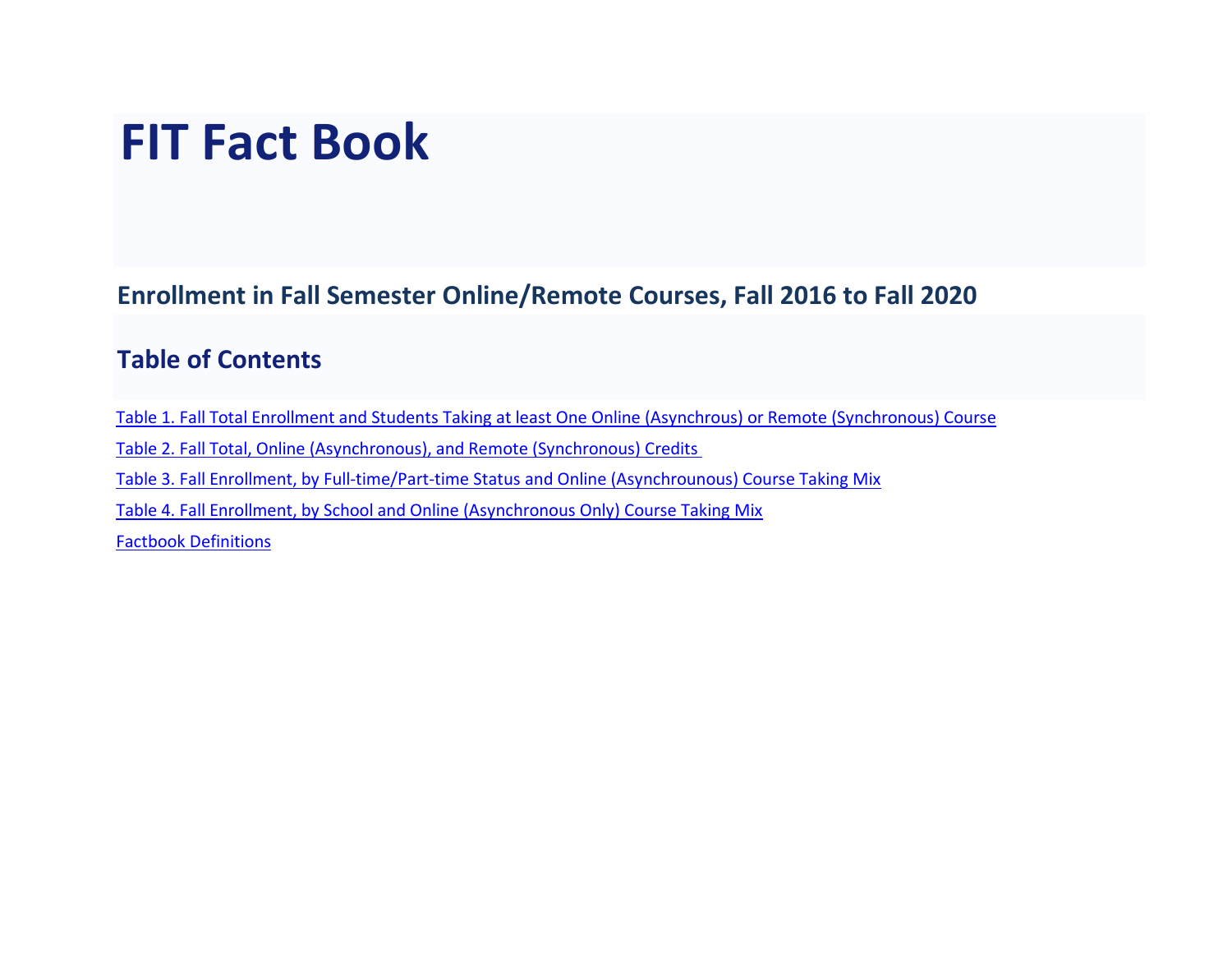# FIT Fact Book

## Enrollment in Fall Semester Online/Remote Courses, Fall 2016 to Fall 2020

## Table of Contents

Table 1. Fall Total Enrollment and Students Taking at least One Online (Asynchrous) or Remote (Synchronous) Course

Table 2. Fall Total, Online (Asynchronous), and Remote (Synchronous) Credits

Table 3. Fall Enrollment, by Full-time/Part-time Status and Online (Asynchrounous) Course Taking Mix

Table 4. Fall Enrollment, by School and Online (Asynchronous Only) Course Taking Mix

Factbook Definitions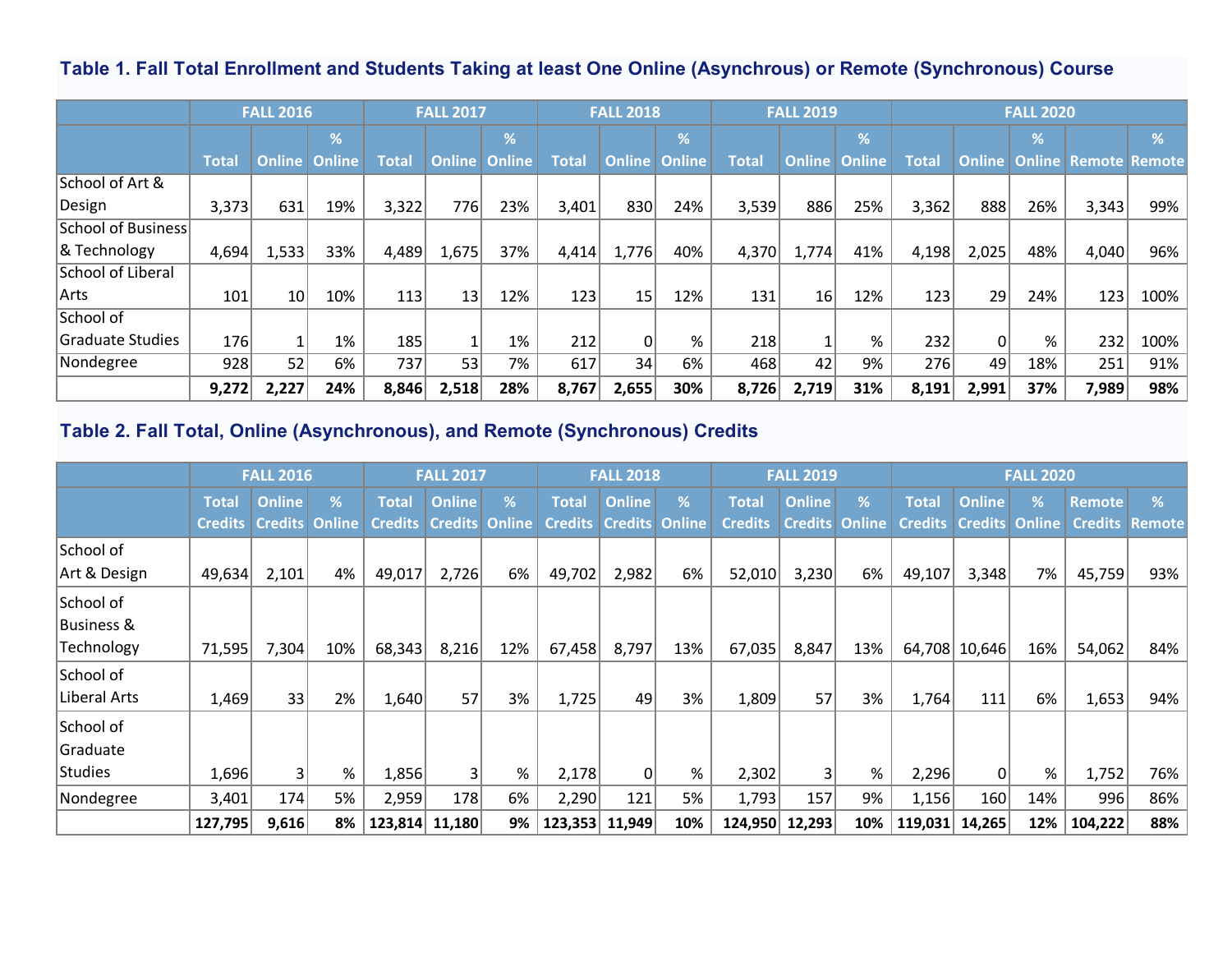### Table 1. Fall Total Enrollment and Students Taking at least One Online (Asynchrous) or Remote (Synchronous) Course

| | FALL 2016 | | | FALL 2017 | | | FALL 2018 | | | FALL 2019 | | | FALL 2020 | | | | |
|---|---|---|---|---|---|---|---|---|---|---|---|---|---|---|---|---|---|
| | Total | Online | % Online | Total | Online | % Online | Total | Online | % Online | Total | Online | % Online | Total | Online | % Online | Remote | % Remote |
| School of Art & Design | 3,373 | 631 | 19% | 3,322 | 776 | 23% | 3,401 | 830 | 24% | 3,539 | 886 | 25% | 3,362 | 888 | 26% | 3,343 | 99% |
| School of Business & Technology | 4,694 | 1,533 | 33% | 4,489 | 1,675 | 37% | 4,414 | 1,776 | 40% | 4,370 | 1,774 | 41% | 4,198 | 2,025 | 48% | 4,040 | 96% |
| School of Liberal Arts | 101 | 10 | 10% | 113 | 13 | 12% | 123 | 15 | 12% | 131 | 16 | 12% | 123 | 29 | 24% | 123 | 100% |
| School of Graduate Studies | 176 | 1 | 1% | 185 | 1 | 1% | 212 | 0 | % | 218 | 1 | % | 232 | 0 | % | 232 | 100% |
| Nondegree | 928 | 52 | 6% | 737 | 53 | 7% | 617 | 34 | 6% | 468 | 42 | 9% | 276 | 49 | 18% | 251 | 91% |
| | **9,272** | **2,227** | **24%** | **8,846** | **2,518** | **28%** | **8,767** | **2,655** | **30%** | **8,726** | **2,719** | **31%** | **8,191** | **2,991** | **37%** | **7,989** | **98%** |

### Table 2. Fall Total, Online (Asynchronous), and Remote (Synchronous) Credits

| | FALL 2016 | | | FALL 2017 | | | FALL 2018 | | | FALL 2019 | | | FALL 2020 | | | | |
|---|---|---|---|---|---|---|---|---|---|---|---|---|---|---|---|---|---|
| | Total Credits | Online Credits | % Online | Total Credits | Online Credits | % Online | Total Credits | Online Credits | % Online | Total Credits | Online Credits | % Online | Total Credits | Online Credits | % Online | Remote Credits | % Remote |
| School of Art & Design | 49,634 | 2,101 | 4% | 49,017 | 2,726 | 6% | 49,702 | 2,982 | 6% | 52,010 | 3,230 | 6% | 49,107 | 3,348 | 7% | 45,759 | 93% |
| School of Business & Technology | 71,595 | 7,304 | 10% | 68,343 | 8,216 | 12% | 67,458 | 8,797 | 13% | 67,035 | 8,847 | 13% | 64,708 | 10,646 | 16% | 54,062 | 84% |
| School of Liberal Arts | 1,469 | 33 | 2% | 1,640 | 57 | 3% | 1,725 | 49 | 3% | 1,809 | 57 | 3% | 1,764 | 111 | 6% | 1,653 | 94% |
| School of Graduate Studies | 1,696 | 3 | % | 1,856 | 3 | % | 2,178 | 0 | % | 2,302 | 3 | % | 2,296 | 0 | % | 1,752 | 76% |
| Nondegree | 3,401 | 174 | 5% | 2,959 | 178 | 6% | 2,290 | 121 | 5% | 1,793 | 157 | 9% | 1,156 | 160 | 14% | 996 | 86% |
| | **127,795** | **9,616** | **8%** | **123,814** | **11,180** | **9%** | **123,353** | **11,949** | **10%** | **124,950** | **12,293** | **10%** | **119,031** | **14,265** | **12%** | **104,222** | **88%** |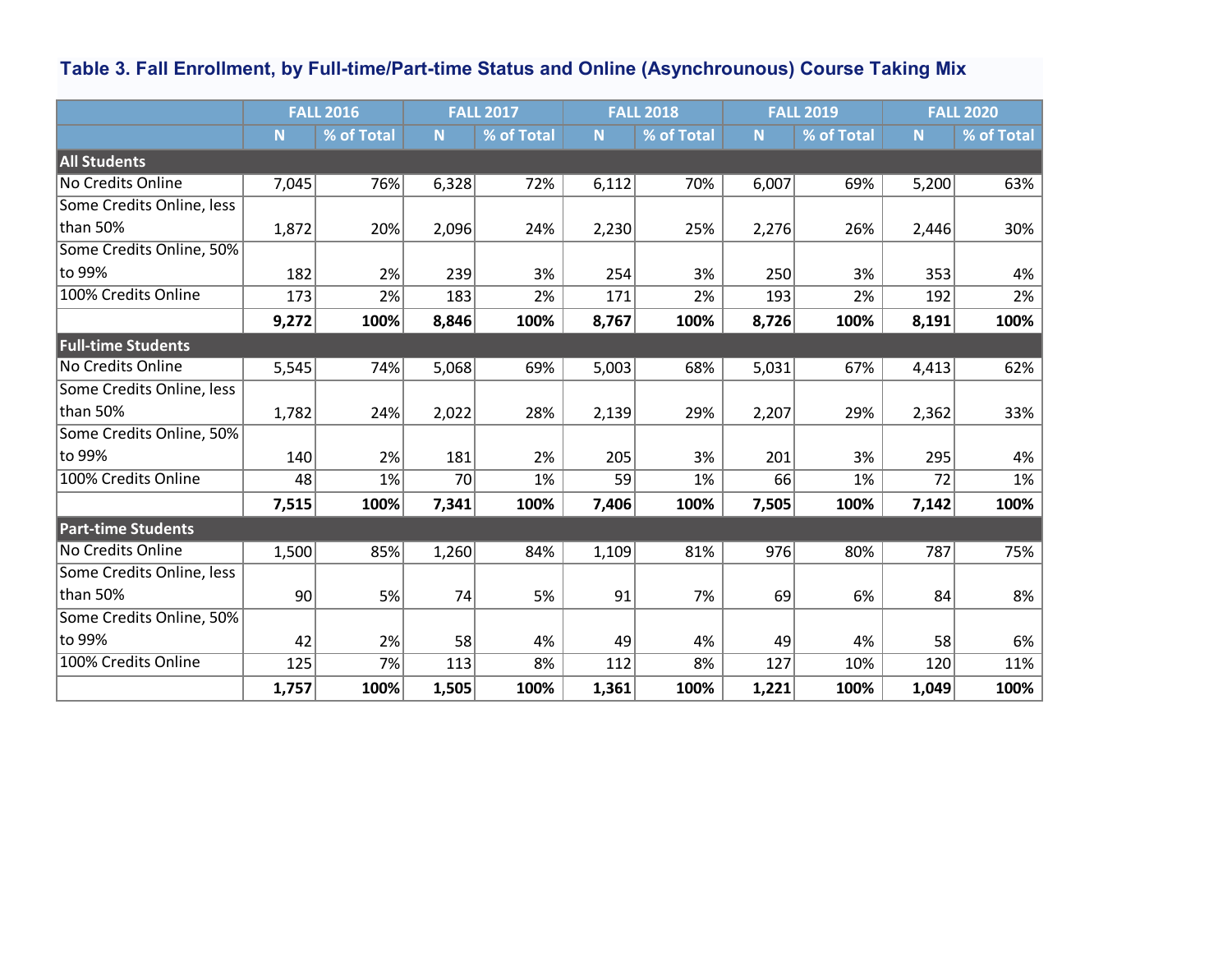**Table 3. Fall Enrollment, by Full-time/Part-time Status and Online (Asynchrounous) Course Taking Mix**

| | FALL 2016 | | FALL 2017 | | FALL 2018 | | FALL 2019 | | FALL 2020 | |
|---|---|---|---|---|---|---|---|---|---|---|
| | N | % of Total | N | % of Total | N | % of Total | N | % of Total | N | % of Total |
| **All Students** | | | | | | | | | | |
| No Credits Online | 7,045 | 76% | 6,328 | 72% | 6,112 | 70% | 6,007 | 69% | 5,200 | 63% |
| Some Credits Online, less than 50% | 1,872 | 20% | 2,096 | 24% | 2,230 | 25% | 2,276 | 26% | 2,446 | 30% |
| Some Credits Online, 50% to 99% | 182 | 2% | 239 | 3% | 254 | 3% | 250 | 3% | 353 | 4% |
| 100% Credits Online | 173 | 2% | 183 | 2% | 171 | 2% | 193 | 2% | 192 | 2% |
| | **9,272** | **100%** | **8,846** | **100%** | **8,767** | **100%** | **8,726** | **100%** | **8,191** | **100%** |
| **Full-time Students** | | | | | | | | | | |
| No Credits Online | 5,545 | 74% | 5,068 | 69% | 5,003 | 68% | 5,031 | 67% | 4,413 | 62% |
| Some Credits Online, less than 50% | 1,782 | 24% | 2,022 | 28% | 2,139 | 29% | 2,207 | 29% | 2,362 | 33% |
| Some Credits Online, 50% to 99% | 140 | 2% | 181 | 2% | 205 | 3% | 201 | 3% | 295 | 4% |
| 100% Credits Online | 48 | 1% | 70 | 1% | 59 | 1% | 66 | 1% | 72 | 1% |
| | **7,515** | **100%** | **7,341** | **100%** | **7,406** | **100%** | **7,505** | **100%** | **7,142** | **100%** |
| **Part-time Students** | | | | | | | | | | |
| No Credits Online | 1,500 | 85% | 1,260 | 84% | 1,109 | 81% | 976 | 80% | 787 | 75% |
| Some Credits Online, less than 50% | 90 | 5% | 74 | 5% | 91 | 7% | 69 | 6% | 84 | 8% |
| Some Credits Online, 50% to 99% | 42 | 2% | 58 | 4% | 49 | 4% | 49 | 4% | 58 | 6% |
| 100% Credits Online | 125 | 7% | 113 | 8% | 112 | 8% | 127 | 10% | 120 | 11% |
| | **1,757** | **100%** | **1,505** | **100%** | **1,361** | **100%** | **1,221** | **100%** | **1,049** | **100%** |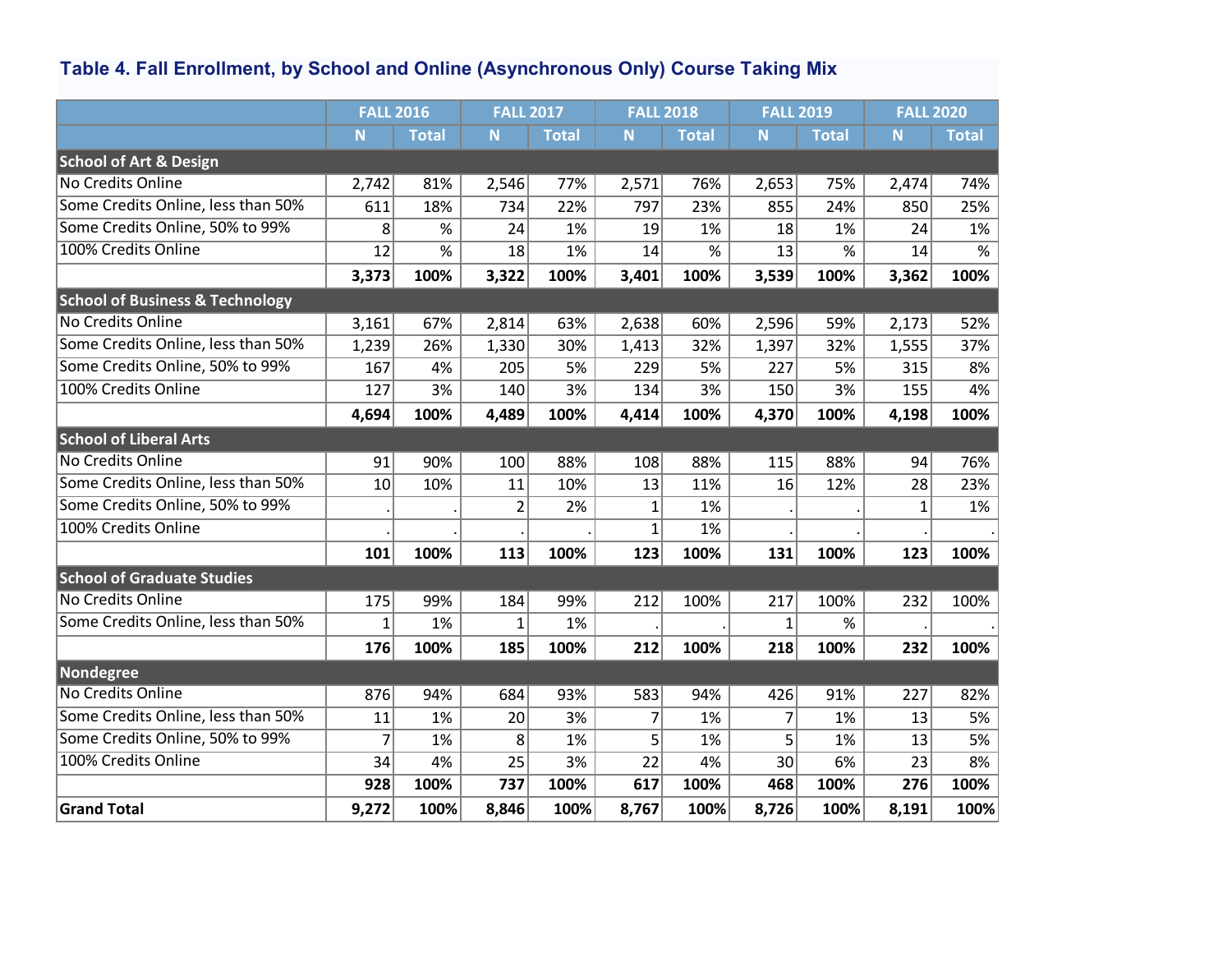**Table 4. Fall Enrollment, by School and Online (Asynchronous Only) Course Taking Mix**

| | FALL 2016 | | FALL 2017 | | FALL 2018 | | FALL 2019 | | FALL 2020 | |
|---|---|---|---|---|---|---|---|---|---|---|
| | N | Total | N | Total | N | Total | N | Total | N | Total |
| **School of Art & Design** | | | | | | | | | | |
| No Credits Online | 2,742 | 81% | 2,546 | 77% | 2,571 | 76% | 2,653 | 75% | 2,474 | 74% |
| Some Credits Online, less than 50% | 611 | 18% | 734 | 22% | 797 | 23% | 855 | 24% | 850 | 25% |
| Some Credits Online, 50% to 99% | 8 | % | 24 | 1% | 19 | 1% | 18 | 1% | 24 | 1% |
| 100% Credits Online | 12 | % | 18 | 1% | 14 | % | 13 | % | 14 | % |
| | **3,373** | **100%** | **3,322** | **100%** | **3,401** | **100%** | **3,539** | **100%** | **3,362** | **100%** |
| **School of Business & Technology** | | | | | | | | | | |
| No Credits Online | 3,161 | 67% | 2,814 | 63% | 2,638 | 60% | 2,596 | 59% | 2,173 | 52% |
| Some Credits Online, less than 50% | 1,239 | 26% | 1,330 | 30% | 1,413 | 32% | 1,397 | 32% | 1,555 | 37% |
| Some Credits Online, 50% to 99% | 167 | 4% | 205 | 5% | 229 | 5% | 227 | 5% | 315 | 8% |
| 100% Credits Online | 127 | 3% | 140 | 3% | 134 | 3% | 150 | 3% | 155 | 4% |
| | **4,694** | **100%** | **4,489** | **100%** | **4,414** | **100%** | **4,370** | **100%** | **4,198** | **100%** |
| **School of Liberal Arts** | | | | | | | | | | |
| No Credits Online | 91 | 90% | 100 | 88% | 108 | 88% | 115 | 88% | 94 | 76% |
| Some Credits Online, less than 50% | 10 | 10% | 11 | 10% | 13 | 11% | 16 | 12% | 28 | 23% |
| Some Credits Online, 50% to 99% | . | . | 2 | 2% | 1 | 1% | . | . | 1 | 1% |
| 100% Credits Online | . | . | . | . | 1 | 1% | . | . | . | . |
| | **101** | **100%** | **113** | **100%** | **123** | **100%** | **131** | **100%** | **123** | **100%** |
| **School of Graduate Studies** | | | | | | | | | | |
| No Credits Online | 175 | 99% | 184 | 99% | 212 | 100% | 217 | 100% | 232 | 100% |
| Some Credits Online, less than 50% | 1 | 1% | 1 | 1% | . | . | 1 | % | . | . |
| | **176** | **100%** | **185** | **100%** | **212** | **100%** | **218** | **100%** | **232** | **100%** |
| **Nondegree** | | | | | | | | | | |
| No Credits Online | 876 | 94% | 684 | 93% | 583 | 94% | 426 | 91% | 227 | 82% |
| Some Credits Online, less than 50% | 11 | 1% | 20 | 3% | 7 | 1% | 7 | 1% | 13 | 5% |
| Some Credits Online, 50% to 99% | 7 | 1% | 8 | 1% | 5 | 1% | 5 | 1% | 13 | 5% |
| 100% Credits Online | 34 | 4% | 25 | 3% | 22 | 4% | 30 | 6% | 23 | 8% |
| | **928** | **100%** | **737** | **100%** | **617** | **100%** | **468** | **100%** | **276** | **100%** |
| **Grand Total** | **9,272** | **100%** | **8,846** | **100%** | **8,767** | **100%** | **8,726** | **100%** | **8,191** | **100%** |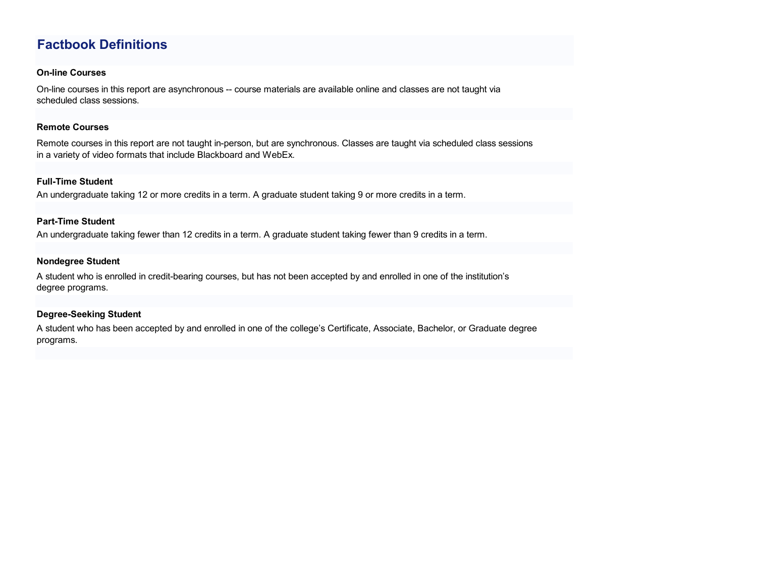# Factbook Definitions

**On-line Courses**

On-line courses in this report are asynchronous -- course materials are available online and classes are not taught via scheduled class sessions.

**Remote Courses**

Remote courses in this report are not taught in-person, but are synchronous. Classes are taught via scheduled class sessions in a variety of video formats that include Blackboard and WebEx.

**Full-Time Student**

An undergraduate taking 12 or more credits in a term. A graduate student taking 9 or more credits in a term.

**Part-Time Student**

An undergraduate taking fewer than 12 credits in a term. A graduate student taking fewer than 9 credits in a term.

**Nondegree Student**

A student who is enrolled in credit-bearing courses, but has not been accepted by and enrolled in one of the institution's degree programs.

**Degree-Seeking Student**

A student who has been accepted by and enrolled in one of the college's Certificate, Associate, Bachelor, or Graduate degree programs.